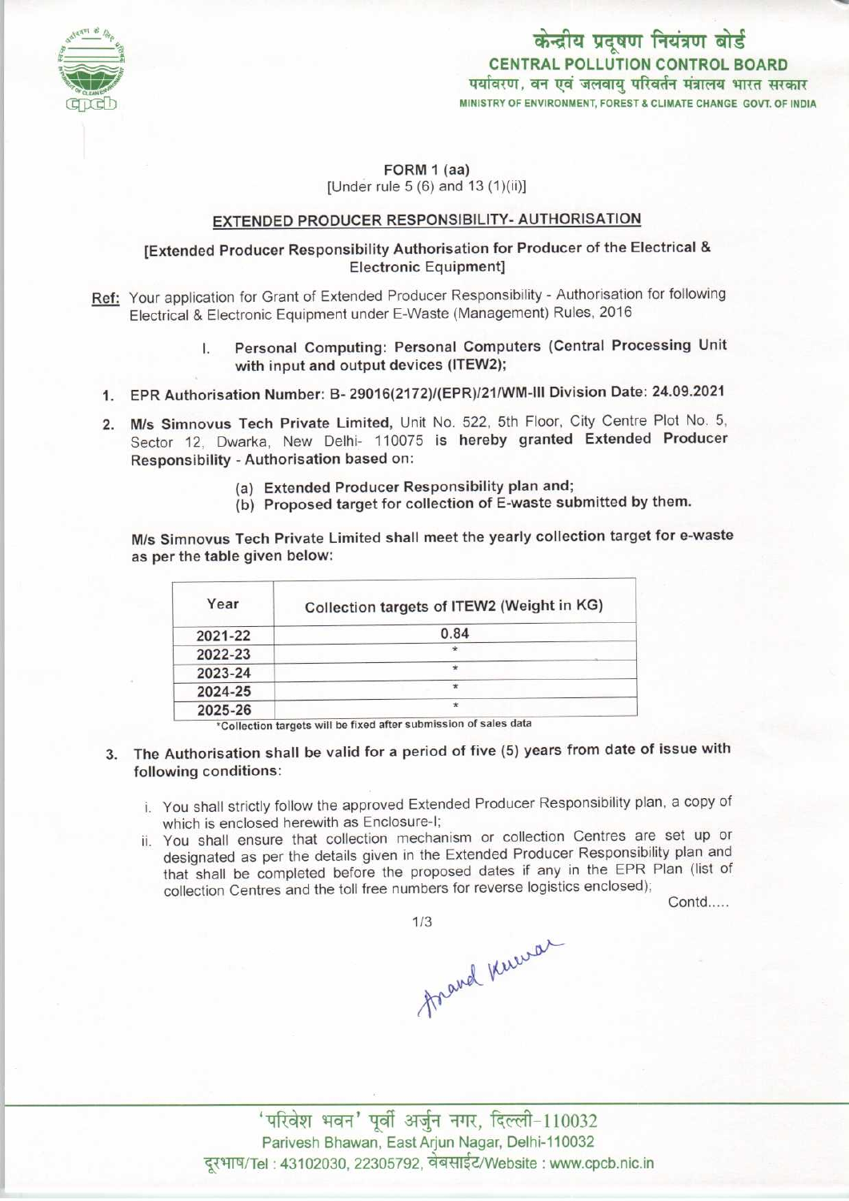केन्द्रीय प्रदूषण नियंत्रण बोर्ड
**CENTRAL POLLUTION CONTROL BOARD**
पर्यावरण, वन एवं जलवायु परिवर्तन मंत्रालय भारत सरकार
MINISTRY OF ENVIRONMENT, FOREST & CLIMATE CHANGE GOVT. OF INDIA

**FORM 1 (aa)**
[Under rule 5 (6) and 13 (1)(ii)]

## EXTENDED PRODUCER RESPONSIBILITY- AUTHORISATION

**[Extended Producer Responsibility Authorisation for Producer of the Electrical & Electronic Equipment]**

Ref: Your application for Grant of Extended Producer Responsibility - Authorisation for following Electrical & Electronic Equipment under E-Waste (Management) Rules, 2016

I. **Personal Computing: Personal Computers (Central Processing Unit with input and output devices (ITEW2);**

1. **EPR Authorisation Number: B- 29016(2172)/(EPR)/21/WM-III Division Date: 24.09.2021**

2. **M/s Simnovus Tech Private Limited,** Unit No. 522, 5th Floor, City Centre Plot No. 5, Sector 12, Dwarka, New Delhi- 110075 **is hereby granted Extended Producer Responsibility** - Authorisation based on:

   (a) **Extended Producer Responsibility plan and;**
   (b) **Proposed target for collection of E-waste submitted by them.**

**M/s Simnovus Tech Private Limited shall meet the yearly collection target for e-waste as per the table given below:**

| Year | Collection targets of ITEW2 (Weight in KG) |
|---|---|
| 2021-22 | 0.84 |
| 2022-23 | * |
| 2023-24 | * |
| 2024-25 | * |
| 2025-26 | * |

*Collection targets will be fixed after submission of sales data

3. **The Authorisation shall be valid for a period of five (5) years from date of issue with following conditions:**

   i. You shall strictly follow the approved Extended Producer Responsibility plan, a copy of which is enclosed herewith as Enclosure-I;
   ii. You shall ensure that collection mechanism or collection Centres are set up or designated as per the details given in the Extended Producer Responsibility plan and that shall be completed before the proposed dates if any in the EPR Plan (list of collection Centres and the toll free numbers for reverse logistics enclosed);

Contd.....

Anand Kumar

'परिवेश भवन' पूर्वी अर्जुन नगर, दिल्ली-110032
Parivesh Bhawan, East Arjun Nagar, Delhi-110032
दूरभाष/Tel : 43102030, 22305792, वेबसाईट/Website : www.cpcb.nic.in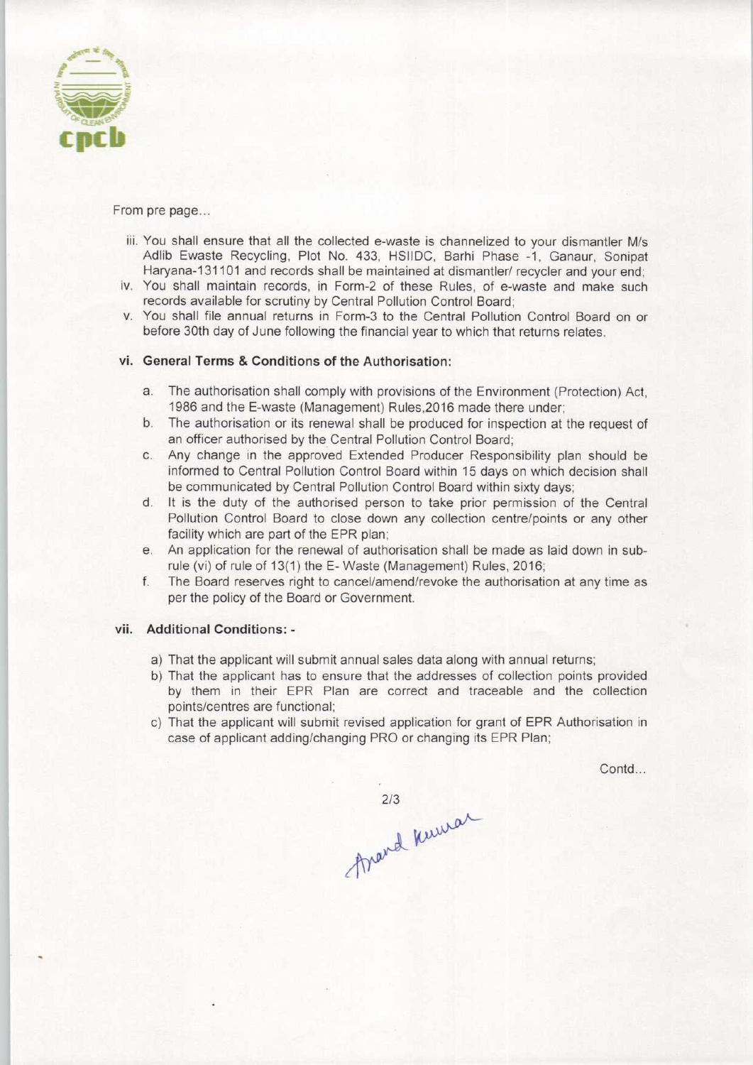From pre page...

iii. You shall ensure that all the collected e-waste is channelized to your dismantler M/s Adlib Ewaste Recycling, Plot No. 433, HSIIDC, Barhi Phase -1, Ganaur, Sonipat Haryana-131101 and records shall be maintained at dismantler/ recycler and your end;

iv. You shall maintain records, in Form-2 of these Rules, of e-waste and make such records available for scrutiny by Central Pollution Control Board;

v. You shall file annual returns in Form-3 to the Central Pollution Control Board on or before 30th day of June following the financial year to which that returns relates.

**vi. General Terms & Conditions of the Authorisation:**

a. The authorisation shall comply with provisions of the Environment (Protection) Act, 1986 and the E-waste (Management) Rules,2016 made there under;

b. The authorisation or its renewal shall be produced for inspection at the request of an officer authorised by the Central Pollution Control Board;

c. Any change in the approved Extended Producer Responsibility plan should be informed to Central Pollution Control Board within 15 days on which decision shall be communicated by Central Pollution Control Board within sixty days;

d. It is the duty of the authorised person to take prior permission of the Central Pollution Control Board to close down any collection centre/points or any other facility which are part of the EPR plan;

e. An application for the renewal of authorisation shall be made as laid down in sub-rule (vi) of rule of 13(1) the E- Waste (Management) Rules, 2016;

f. The Board reserves right to cancel/amend/revoke the authorisation at any time as per the policy of the Board or Government.

**vii. Additional Conditions: -**

a) That the applicant will submit annual sales data along with annual returns;

b) That the applicant has to ensure that the addresses of collection points provided by them in their EPR Plan are correct and traceable and the collection points/centres are functional;

c) That the applicant will submit revised application for grant of EPR Authorisation in case of applicant adding/changing PRO or changing its EPR Plan;

Contd...

Anand Kumar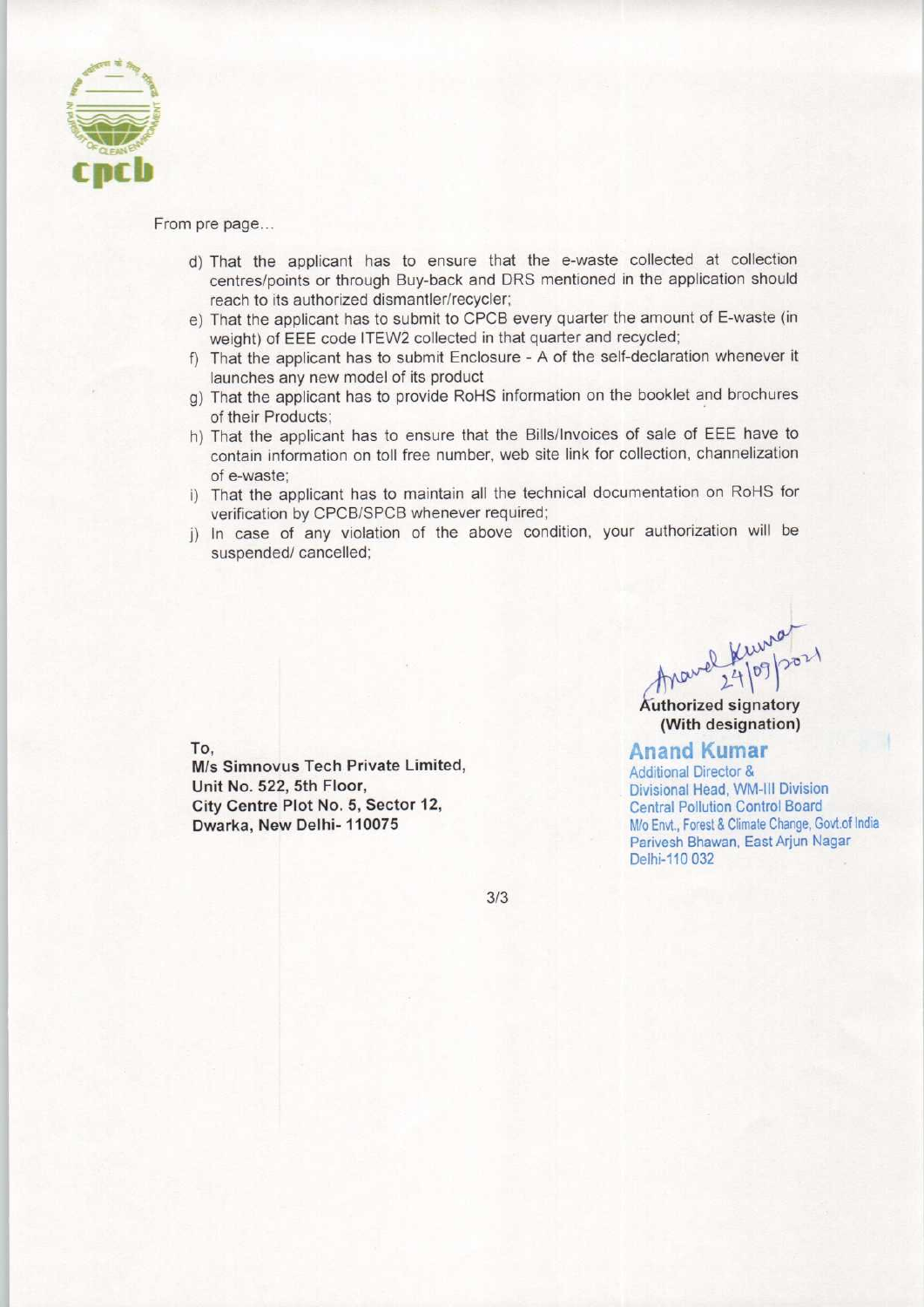From pre page...

d) That the applicant has to ensure that the e-waste collected at collection centres/points or through Buy-back and DRS mentioned in the application should reach to its authorized dismantler/recycler;
e) That the applicant has to submit to CPCB every quarter the amount of E-waste (in weight) of EEE code ITEW2 collected in that quarter and recycled;
f) That the applicant has to submit Enclosure - A of the self-declaration whenever it launches any new model of its product
g) That the applicant has to provide RoHS information on the booklet and brochures of their Products;
h) That the applicant has to ensure that the Bills/Invoices of sale of EEE have to contain information on toll free number, web site link for collection, channelization of e-waste;
i) That the applicant has to maintain all the technical documentation on RoHS for verification by CPCB/SPCB whenever required;
j) In case of any violation of the above condition, your authorization will be suspended/ cancelled;

Anand Kumar 24/09/2021

**Authorized signatory**
**(With designation)**

**Anand Kumar**
Additional Director &
Divisional Head, WM-III Division
Central Pollution Control Board
M/o Envt., Forest & Climate Change, Govt.of India
Parivesh Bhawan, East Arjun Nagar
Delhi-110 032

To,
**M/s Simnovus Tech Private Limited,**
**Unit No. 522, 5th Floor,**
**City Centre Plot No. 5, Sector 12,**
**Dwarka, New Delhi- 110075**